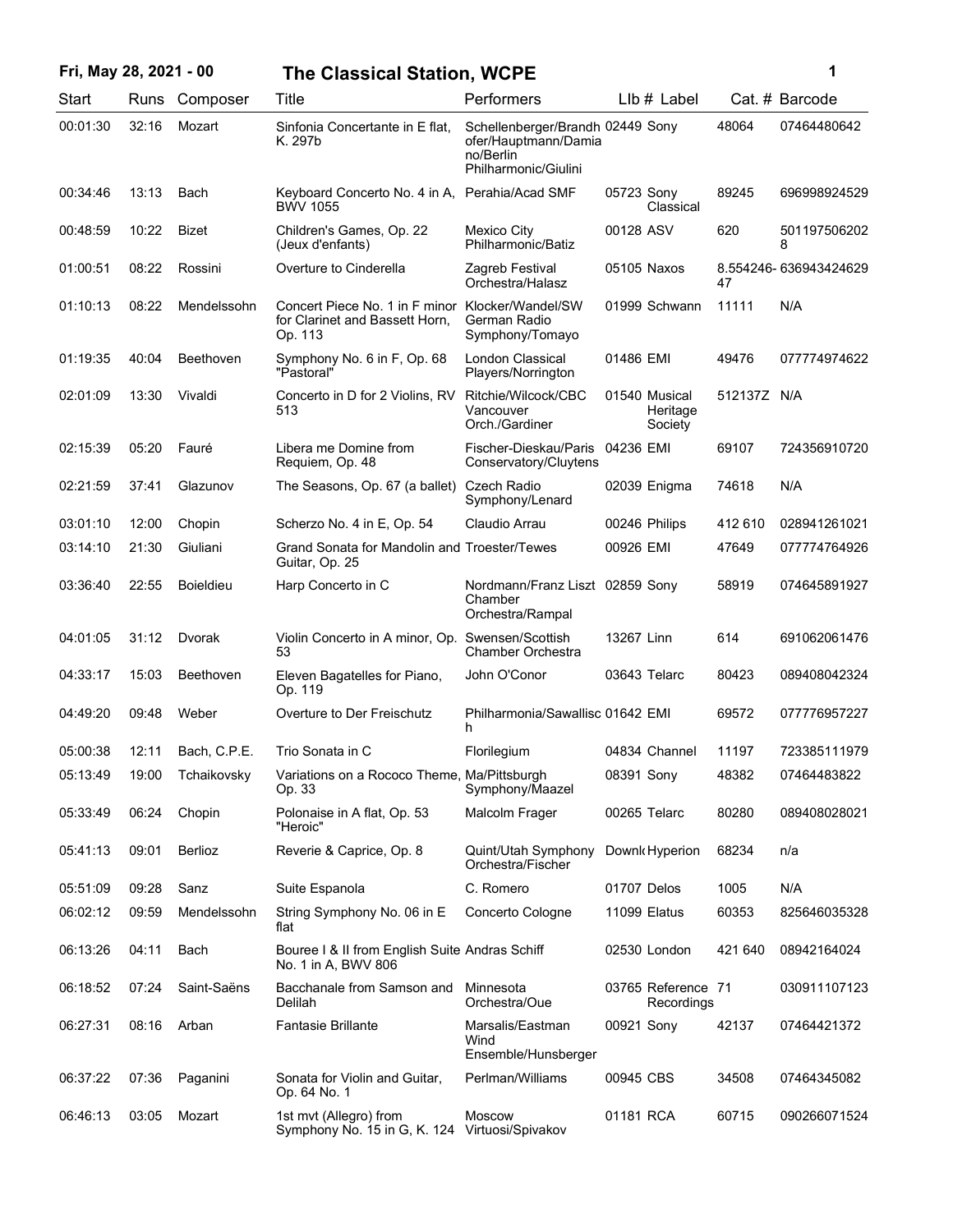# The Classical Station, WCPE

Fri, May 28, 2021 - 00

| Start | Runs | Composer | Title | Performers | LIb # | Label | Cat. # | Barcode |
|---|---|---|---|---|---|---|---|---|
| 00:01:30 | 32:16 | Mozart | Sinfonia Concertante in E flat, K. 297b | Schellenberger/Brandhofer/Hauptmann/Damiano/Berlin Philharmonic/Giulini | 02449 | Sony | 48064 | 07464480642 |
| 00:34:46 | 13:13 | Bach | Keyboard Concerto No. 4 in A, BWV 1055 | Perahia/Acad SMF | 05723 | Sony Classical | 89245 | 696998924529 |
| 00:48:59 | 10:22 | Bizet | Children's Games, Op. 22 (Jeux d'enfants) | Mexico City Philharmonic/Batiz | 00128 | ASV | 620 | 5011975062028 |
| 01:00:51 | 08:22 | Rossini | Overture to Cinderella | Zagreb Festival Orchestra/Halasz | 05105 | Naxos | 8.554246-47 | 636943424629 |
| 01:10:13 | 08:22 | Mendelssohn | Concert Piece No. 1 in F minor for Clarinet and Bassett Horn, Op. 113 | Klocker/Wandel/SW German Radio Symphony/Tomayo | 01999 | Schwann | 11111 | N/A |
| 01:19:35 | 40:04 | Beethoven | Symphony No. 6 in F, Op. 68 "Pastoral" | London Classical Players/Norrington | 01486 | EMI | 49476 | 077774974622 |
| 02:01:09 | 13:30 | Vivaldi | Concerto in D for 2 Violins, RV 513 | Ritchie/Wilcock/CBC Vancouver Orch./Gardiner | 01540 | Musical Heritage Society | 512137Z | N/A |
| 02:15:39 | 05:20 | Fauré | Libera me Domine from Requiem, Op. 48 | Fischer-Dieskau/Paris Conservatory/Cluytens | 04236 | EMI | 69107 | 724356910720 |
| 02:21:59 | 37:41 | Glazunov | The Seasons, Op. 67 (a ballet) | Czech Radio Symphony/Lenard | 02039 | Enigma | 74618 | N/A |
| 03:01:10 | 12:00 | Chopin | Scherzo No. 4 in E, Op. 54 | Claudio Arrau | 00246 | Philips | 412 610 | 028941261021 |
| 03:14:10 | 21:30 | Giuliani | Grand Sonata for Mandolin and Guitar, Op. 25 | Troester/Tewes | 00926 | EMI | 47649 | 077774764926 |
| 03:36:40 | 22:55 | Boieldieu | Harp Concerto in C | Nordmann/Franz Liszt Chamber Orchestra/Rampal | 02859 | Sony | 58919 | 074645891927 |
| 04:01:05 | 31:12 | Dvorak | Violin Concerto in A minor, Op. 53 | Swensen/Scottish Chamber Orchestra | 13267 | Linn | 614 | 691062061476 |
| 04:33:17 | 15:03 | Beethoven | Eleven Bagatelles for Piano, Op. 119 | John O'Conor | 03643 | Telarc | 80423 | 089408042324 |
| 04:49:20 | 09:48 | Weber | Overture to Der Freischutz | Philharmonia/Sawallisch | 01642 | EMI | 69572 | 077776957227 |
| 05:00:38 | 12:11 | Bach, C.P.E. | Trio Sonata in C | Florilegium | 04834 | Channel | 11197 | 723385111979 |
| 05:13:49 | 19:00 | Tchaikovsky | Variations on a Rococo Theme, Op. 33 | Ma/Pittsburgh Symphony/Maazel | 08391 | Sony | 48382 | 07464483822 |
| 05:33:49 | 06:24 | Chopin | Polonaise in A flat, Op. 53 "Heroic" | Malcolm Frager | 00265 | Telarc | 80280 | 089408028021 |
| 05:41:13 | 09:01 | Berlioz | Reverie & Caprice, Op. 8 | Quint/Utah Symphony Orchestra/Fischer | Downl | Hyperion | 68234 | n/a |
| 05:51:09 | 09:28 | Sanz | Suite Espanola | C. Romero | 01707 | Delos | 1005 | N/A |
| 06:02:12 | 09:59 | Mendelssohn | String Symphony No. 06 in E flat | Concerto Cologne | 11099 | Elatus | 60353 | 825646035328 |
| 06:13:26 | 04:11 | Bach | Bouree I & II from English Suite No. 1 in A, BWV 806 | Andras Schiff | 02530 | London | 421 640 | 08942164024 |
| 06:18:52 | 07:24 | Saint-Saëns | Bacchanale from Samson and Delilah | Minnesota Orchestra/Oue | 03765 | Reference Recordings | 71 | 030911107123 |
| 06:27:31 | 08:16 | Arban | Fantasie Brillante | Marsalis/Eastman Wind Ensemble/Hunsberger | 00921 | Sony | 42137 | 07464421372 |
| 06:37:22 | 07:36 | Paganini | Sonata for Violin and Guitar, Op. 64 No. 1 | Perlman/Williams | 00945 | CBS | 34508 | 07464345082 |
| 06:46:13 | 03:05 | Mozart | 1st mvt (Allegro) from Symphony No. 15 in G, K. 124 | Moscow Virtuosi/Spivakov | 01181 | RCA | 60715 | 090266071524 |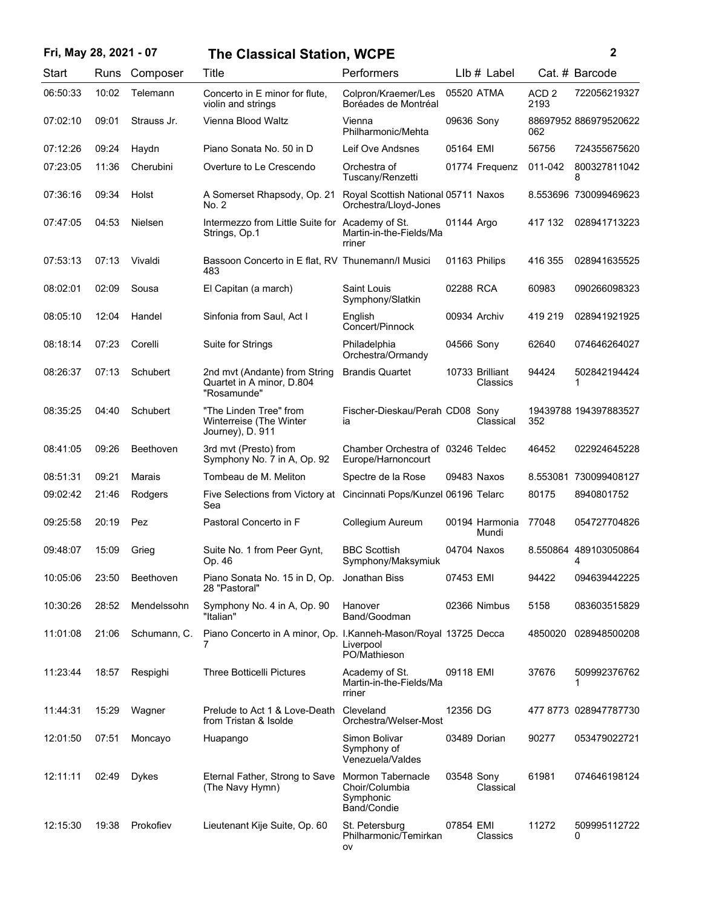| Start | Runs | Composer | Title | Performers | Llb # | Label | Cat. # | Barcode |
|---|---|---|---|---|---|---|---|---|
| 06:50:33 | 10:02 | Telemann | Concerto in E minor for flute, violin and strings | Colpron/Kraemer/Les Boréades de Montréal | 05520 | ATMA | ACD 2 2193 | 722056219327 |
| 07:02:10 | 09:01 | Strauss Jr. | Vienna Blood Waltz | Vienna Philharmonic/Mehta | 09636 | Sony | 88697952062 | 886979520622 |
| 07:12:26 | 09:24 | Haydn | Piano Sonata No. 50 in D | Leif Ove Andsnes | 05164 | EMI | 56756 | 724355675620 |
| 07:23:05 | 11:36 | Cherubini | Overture to Le Crescendo | Orchestra of Tuscany/Renzetti | 01774 | Frequenz | 011-042 | 8003278110428 |
| 07:36:16 | 09:34 | Holst | A Somerset Rhapsody, Op. 21 No. 2 | Royal Scottish National Orchestra/Lloyd-Jones | 05711 | Naxos | 8.553696 | 730099469623 |
| 07:47:05 | 04:53 | Nielsen | Intermezzo from Little Suite for Strings, Op.1 | Academy of St. Martin-in-the-Fields/Marriner | 01144 | Argo | 417 132 | 028941713223 |
| 07:53:13 | 07:13 | Vivaldi | Bassoon Concerto in E flat, RV 483 | Thunemann/I Musici | 01163 | Philips | 416 355 | 028941635525 |
| 08:02:01 | 02:09 | Sousa | El Capitan (a march) | Saint Louis Symphony/Slatkin | 02288 | RCA | 60983 | 090266098323 |
| 08:05:10 | 12:04 | Handel | Sinfonia from Saul, Act I | English Concert/Pinnock | 00934 | Archiv | 419 219 | 028941921925 |
| 08:18:14 | 07:23 | Corelli | Suite for Strings | Philadelphia Orchestra/Ormandy | 04566 | Sony | 62640 | 074646264027 |
| 08:26:37 | 07:13 | Schubert | 2nd mvt (Andante) from String Quartet in A minor, D.804 "Rosamunde" | Brandis Quartet | 10733 | Brilliant Classics | 94424 | 5028421944241 |
| 08:35:25 | 04:40 | Schubert | "The Linden Tree" from Winterreise (The Winter Journey), D. 911 | Fischer-Dieskau/Perahia | CD08 | Sony Classical | 19439788352 | 194397883527 |
| 08:41:05 | 09:26 | Beethoven | 3rd mvt (Presto) from Symphony No. 7 in A, Op. 92 | Chamber Orchestra of Europe/Harnoncourt | 03246 | Teldec | 46452 | 022924645228 |
| 08:51:31 | 09:21 | Marais | Tombeau de M. Meliton | Spectre de la Rose | 09483 | Naxos | 8.553081 | 730099408127 |
| 09:02:42 | 21:46 | Rodgers | Five Selections from Victory at Sea | Cincinnati Pops/Kunzel | 06196 | Telarc | 80175 | 8940801752 |
| 09:25:58 | 20:19 | Pez | Pastoral Concerto in F | Collegium Aureum | 00194 | Harmonia Mundi | 77048 | 054727704826 |
| 09:48:07 | 15:09 | Grieg | Suite No. 1 from Peer Gynt, Op. 46 | BBC Scottish Symphony/Maksymiuk | 04704 | Naxos | 8.550864 | 4891030508644 |
| 10:05:06 | 23:50 | Beethoven | Piano Sonata No. 15 in D, Op. 28 "Pastoral" | Jonathan Biss | 07453 | EMI | 94422 | 094639442225 |
| 10:30:26 | 28:52 | Mendelssohn | Symphony No. 4 in A, Op. 90 "Italian" | Hanover Band/Goodman | 02366 | Nimbus | 5158 | 083603515829 |
| 11:01:08 | 21:06 | Schumann, C. | Piano Concerto in A minor, Op. 7 | I.Kanneh-Mason/Royal Liverpool PO/Mathieson | 13725 | Decca | 4850020 | 028948500208 |
| 11:23:44 | 18:57 | Respighi | Three Botticelli Pictures | Academy of St. Martin-in-the-Fields/Marriner | 09118 | EMI | 37676 | 5099923767621 |
| 11:44:31 | 15:29 | Wagner | Prelude to Act 1 & Love-Death from Tristan & Isolde | Cleveland Orchestra/Welser-Most | 12356 | DG | 477 8773 | 028947787730 |
| 12:01:50 | 07:51 | Moncayo | Huapango | Simon Bolivar Symphony of Venezuela/Valdes | 03489 | Dorian | 90277 | 053479022721 |
| 12:11:11 | 02:49 | Dykes | Eternal Father, Strong to Save (The Navy Hymn) | Mormon Tabernacle Choir/Columbia Symphonic Band/Condie | 03548 | Sony Classical | 61981 | 074646198124 |
| 12:15:30 | 19:38 | Prokofiev | Lieutenant Kije Suite, Op. 60 | St. Petersburg Philharmonic/Temirkanov | 07854 | EMI Classics | 11272 | 5099951127220 |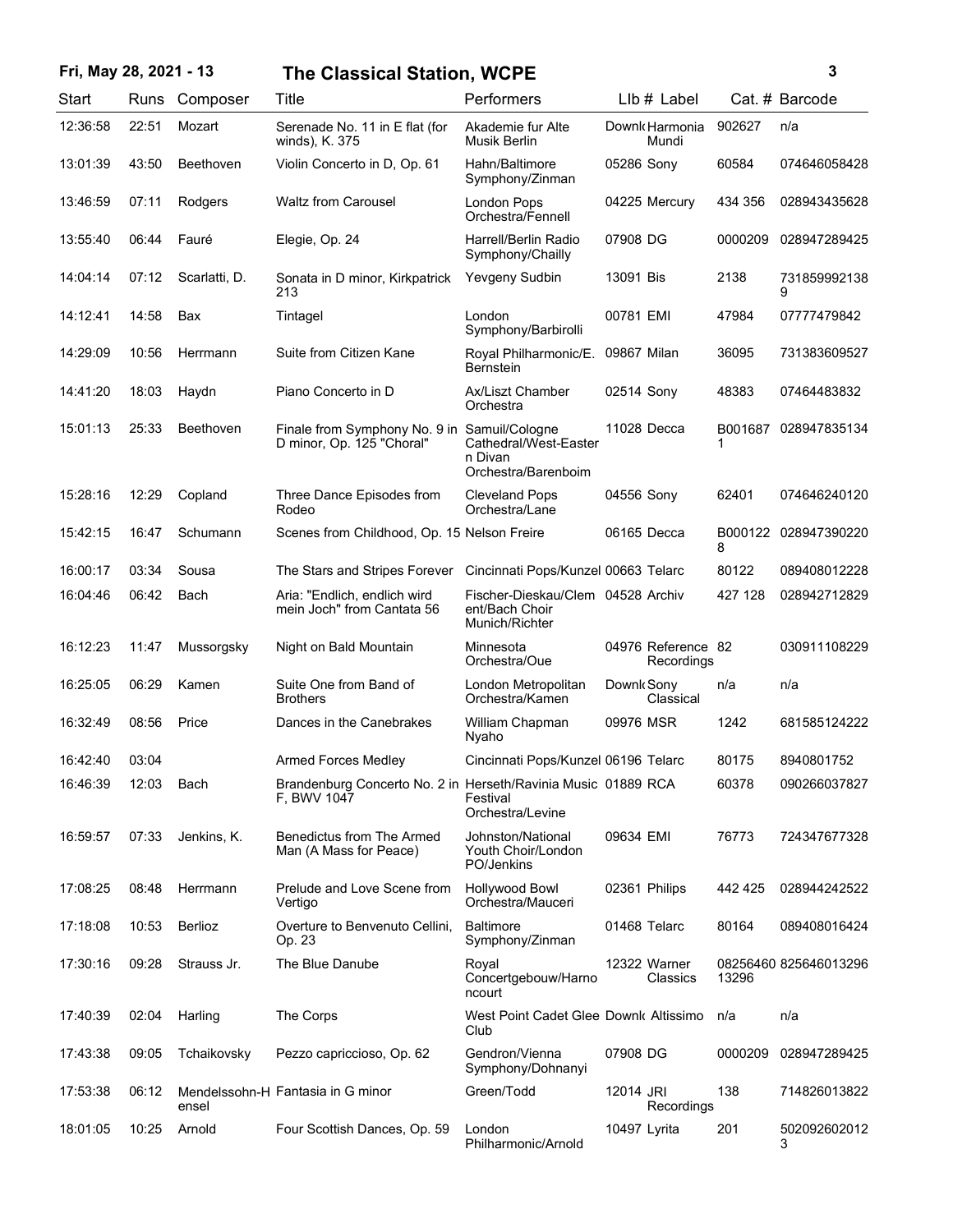| Start | Runs | Composer | Title | Performers | Llb # | Label | Cat. # | Barcode |
|---|---|---|---|---|---|---|---|---|
| 12:36:58 | 22:51 | Mozart | Serenade No. 11 in E flat (for winds), K. 375 | Akademie fur Alte Musik Berlin | Downl | Harmonia Mundi | 902627 | n/a |
| 13:01:39 | 43:50 | Beethoven | Violin Concerto in D, Op. 61 | Hahn/Baltimore Symphony/Zinman | 05286 | Sony | 60584 | 074646058428 |
| 13:46:59 | 07:11 | Rodgers | Waltz from Carousel | London Pops Orchestra/Fennell | 04225 | Mercury | 434 356 | 028943435628 |
| 13:55:40 | 06:44 | Fauré | Elegie, Op. 24 | Harrell/Berlin Radio Symphony/Chailly | 07908 | DG | 0000209 | 028947289425 |
| 14:04:14 | 07:12 | Scarlatti, D. | Sonata in D minor, Kirkpatrick 213 | Yevgeny Sudbin | 13091 | Bis | 2138 | 7318599921389 |
| 14:12:41 | 14:58 | Bax | Tintagel | London Symphony/Barbirolli | 00781 | EMI | 47984 | 07777479842 |
| 14:29:09 | 10:56 | Herrmann | Suite from Citizen Kane | Royal Philharmonic/E. Bernstein | 09867 | Milan | 36095 | 731383609527 |
| 14:41:20 | 18:03 | Haydn | Piano Concerto in D | Ax/Liszt Chamber Orchestra | 02514 | Sony | 48383 | 07464483832 |
| 15:01:13 | 25:33 | Beethoven | Finale from Symphony No. 9 in D minor, Op. 125 "Choral" | Samuil/Cologne Cathedral/West-Eastern Divan Orchestra/Barenboim | 11028 | Decca | B0016871 | 028947835134 |
| 15:28:16 | 12:29 | Copland | Three Dance Episodes from Rodeo | Cleveland Pops Orchestra/Lane | 04556 | Sony | 62401 | 074646240120 |
| 15:42:15 | 16:47 | Schumann | Scenes from Childhood, Op. 15 | Nelson Freire | 06165 | Decca | B0001228 | 028947390220 |
| 16:00:17 | 03:34 | Sousa | The Stars and Stripes Forever | Cincinnati Pops/Kunzel | 00663 | Telarc | 80122 | 089408012228 |
| 16:04:46 | 06:42 | Bach | Aria: "Endlich, endlich wird mein Joch" from Cantata 56 | Fischer-Dieskau/Clement/Bach Choir Munich/Richter | 04528 | Archiv | 427 128 | 028942712829 |
| 16:12:23 | 11:47 | Mussorgsky | Night on Bald Mountain | Minnesota Orchestra/Oue | 04976 | Reference Recordings | 82 | 030911108229 |
| 16:25:05 | 06:29 | Kamen | Suite One from Band of Brothers | London Metropolitan Orchestra/Kamen | Downl | Sony Classical | n/a | n/a |
| 16:32:49 | 08:56 | Price | Dances in the Canebrakes | William Chapman Nyaho | 09976 | MSR | 1242 | 681585124222 |
| 16:42:40 | 03:04 | | Armed Forces Medley | Cincinnati Pops/Kunzel | 06196 | Telarc | 80175 | 8940801752 |
| 16:46:39 | 12:03 | Bach | Brandenburg Concerto No. 2 in F, BWV 1047 | Herseth/Ravinia Music Festival Orchestra/Levine | 01889 | RCA | 60378 | 090266037827 |
| 16:59:57 | 07:33 | Jenkins, K. | Benedictus from The Armed Man (A Mass for Peace) | Johnston/National Youth Choir/London PO/Jenkins | 09634 | EMI | 76773 | 724347677328 |
| 17:08:25 | 08:48 | Herrmann | Prelude and Love Scene from Vertigo | Hollywood Bowl Orchestra/Mauceri | 02361 | Philips | 442 425 | 028944242522 |
| 17:18:08 | 10:53 | Berlioz | Overture to Benvenuto Cellini, Op. 23 | Baltimore Symphony/Zinman | 01468 | Telarc | 80164 | 089408016424 |
| 17:30:16 | 09:28 | Strauss Jr. | The Blue Danube | Royal Concertgebouw/Harnoncourt | 12322 | Warner Classics | 0825646013296 | 825646013296 |
| 17:40:39 | 02:04 | Harling | The Corps | West Point Cadet Glee Club | Downl | Altissimo | n/a | n/a |
| 17:43:38 | 09:05 | Tchaikovsky | Pezzo capriccioso, Op. 62 | Gendron/Vienna Symphony/Dohnanyi | 07908 | DG | 0000209 | 028947289425 |
| 17:53:38 | 06:12 | Mendelssohn-Hensel | Fantasia in G minor | Green/Todd | 12014 | JRI Recordings | 138 | 714826013822 |
| 18:01:05 | 10:25 | Arnold | Four Scottish Dances, Op. 59 | London Philharmonic/Arnold | 10497 | Lyrita | 201 | 5020926020123 |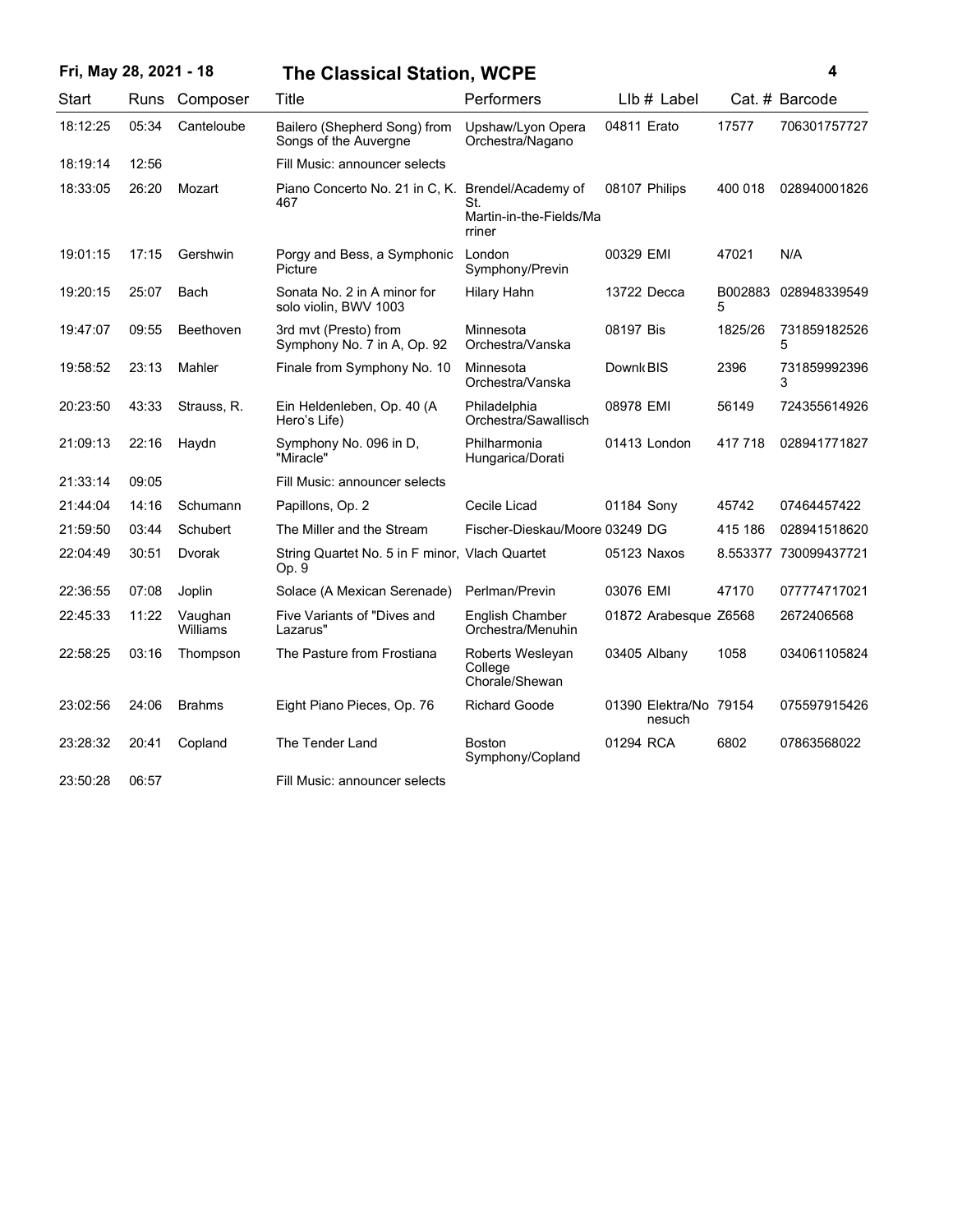| Start | Runs | Composer | Title | Performers | Llb # | Label | Cat. # | Barcode |
|---|---|---|---|---|---|---|---|---|
| 18:12:25 | 05:34 | Canteloube | Bailero (Shepherd Song) from Songs of the Auvergne | Upshaw/Lyon Opera Orchestra/Nagano | 04811 | Erato | 17577 | 706301757727 |
| 18:19:14 | 12:56 | | Fill Music: announcer selects | | | | | |
| 18:33:05 | 26:20 | Mozart | Piano Concerto No. 21 in C, K. 467 | Brendel/Academy of St. Martin-in-the-Fields/Marriner | 08107 | Philips | 400 018 | 028940001826 |
| 19:01:15 | 17:15 | Gershwin | Porgy and Bess, a Symphonic Picture | London Symphony/Previn | 00329 | EMI | 47021 | N/A |
| 19:20:15 | 25:07 | Bach | Sonata No. 2 in A minor for solo violin, BWV 1003 | Hilary Hahn | 13722 | Decca | B0028835 | 028948339549 |
| 19:47:07 | 09:55 | Beethoven | 3rd mvt (Presto) from Symphony No. 7 in A, Op. 92 | Minnesota Orchestra/Vanska | 08197 | Bis | 1825/26 | 7318591825265 |
| 19:58:52 | 23:13 | Mahler | Finale from Symphony No. 10 | Minnesota Orchestra/Vanska | Downl( | BIS | 2396 | 7318599923963 |
| 20:23:50 | 43:33 | Strauss, R. | Ein Heldenleben, Op. 40 (A Hero's Life) | Philadelphia Orchestra/Sawallisch | 08978 | EMI | 56149 | 724355614926 |
| 21:09:13 | 22:16 | Haydn | Symphony No. 096 in D, "Miracle" | Philharmonia Hungarica/Dorati | 01413 | London | 417 718 | 028941771827 |
| 21:33:14 | 09:05 | | Fill Music: announcer selects | | | | | |
| 21:44:04 | 14:16 | Schumann | Papillons, Op. 2 | Cecile Licad | 01184 | Sony | 45742 | 07464457422 |
| 21:59:50 | 03:44 | Schubert | The Miller and the Stream | Fischer-Dieskau/Moore | 03249 | DG | 415 186 | 028941518620 |
| 22:04:49 | 30:51 | Dvorak | String Quartet No. 5 in F minor, Op. 9 | Vlach Quartet | 05123 | Naxos | 8.553377 | 730099437721 |
| 22:36:55 | 07:08 | Joplin | Solace (A Mexican Serenade) | Perlman/Previn | 03076 | EMI | 47170 | 077774717021 |
| 22:45:33 | 11:22 | Vaughan Williams | Five Variants of "Dives and Lazarus" | English Chamber Orchestra/Menuhin | 01872 | Arabesque | Z6568 | 2672406568 |
| 22:58:25 | 03:16 | Thompson | The Pasture from Frostiana | Roberts Wesleyan College Chorale/Shewan | 03405 | Albany | 1058 | 034061105824 |
| 23:02:56 | 24:06 | Brahms | Eight Piano Pieces, Op. 76 | Richard Goode | 01390 | Elektra/Nonesuch | 79154 | 075597915426 |
| 23:28:32 | 20:41 | Copland | The Tender Land | Boston Symphony/Copland | 01294 | RCA | 6802 | 07863568022 |
| 23:50:28 | 06:57 | | Fill Music: announcer selects | | | | | |